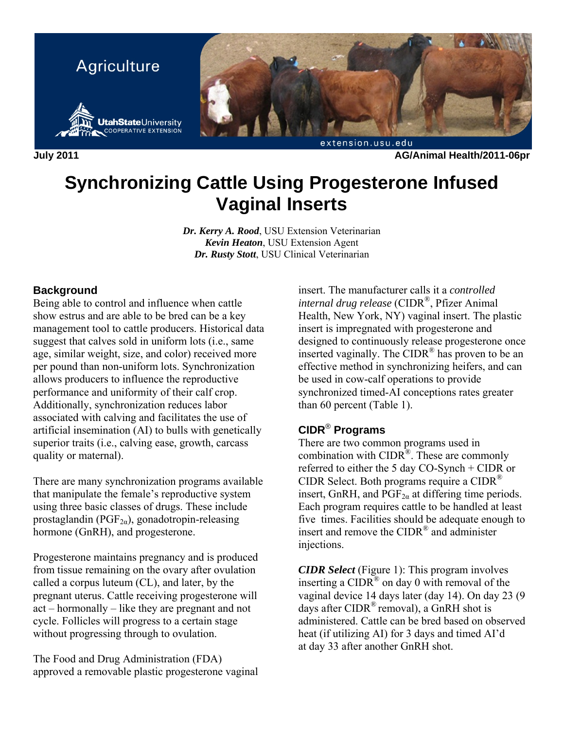Agriculture

Utah State University Cooperative Extension

extension.usu.edu

July 2011 AG/Animal Health/2011-06pr

# Synchronizing Cattle Using Progesterone Infused Vaginal Inserts

***Dr. Kerry A. Rood***, USU Extension Veterinarian
***Kevin Heaton***, USU Extension Agent
***Dr. Rusty Stott***, USU Clinical Veterinarian

## Background

Being able to control and influence when cattle show estrus and are able to be bred can be a key management tool to cattle producers. Historical data suggest that calves sold in uniform lots (i.e., same age, similar weight, size, and color) received more per pound than non-uniform lots. Synchronization allows producers to influence the reproductive performance and uniformity of their calf crop. Additionally, synchronization reduces labor associated with calving and facilitates the use of artificial insemination (AI) to bulls with genetically superior traits (i.e., calving ease, growth, carcass quality or maternal).

There are many synchronization programs available that manipulate the female's reproductive system using three basic classes of drugs. These include prostaglandin ($PGF_{2\alpha}$), gonadotropin-releasing hormone (GnRH), and progesterone.

Progesterone maintains pregnancy and is produced from tissue remaining on the ovary after ovulation called a corpus luteum (CL), and later, by the pregnant uterus. Cattle receiving progesterone will act – hormonally – like they are pregnant and not cycle. Follicles will progress to a certain stage without progressing through to ovulation.

The Food and Drug Administration (FDA) approved a removable plastic progesterone vaginal insert. The manufacturer calls it a *controlled internal drug release* (CIDR®, Pfizer Animal Health, New York, NY) vaginal insert. The plastic insert is impregnated with progesterone and designed to continuously release progesterone once inserted vaginally. The CIDR® has proven to be an effective method in synchronizing heifers, and can be used in cow-calf operations to provide synchronized timed-AI conceptions rates greater than 60 percent (Table 1).

## CIDR® Programs

There are two common programs used in combination with CIDR®. These are commonly referred to either the 5 day CO-Synch + CIDR or CIDR Select. Both programs require a CIDR® insert, GnRH, and $PGF_{2\alpha}$ at differing time periods. Each program requires cattle to be handled at least five times. Facilities should be adequate enough to insert and remove the CIDR® and administer injections.

***CIDR Select*** (Figure 1): This program involves inserting a CIDR® on day 0 with removal of the vaginal device 14 days later (day 14). On day 23 (9 days after CIDR® removal), a GnRH shot is administered. Cattle can be bred based on observed heat (if utilizing AI) for 3 days and timed AI'd at day 33 after another GnRH shot.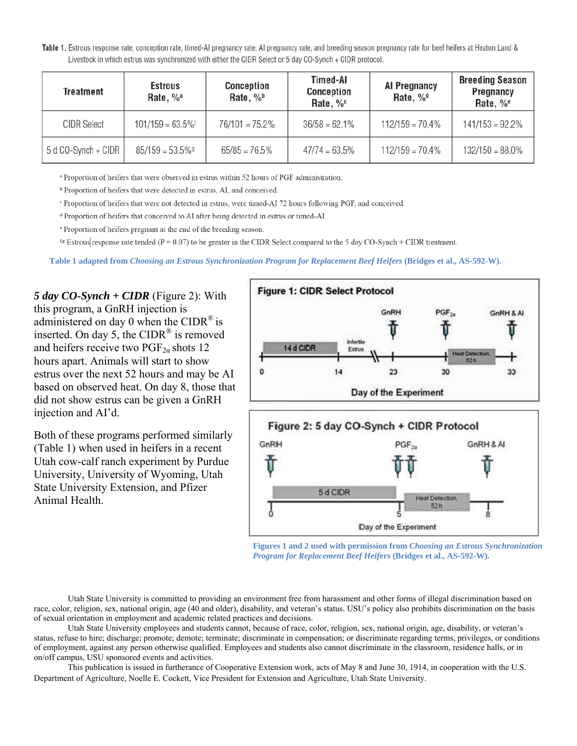**Table 1.** Estrous response rate, conception rate, timed-AI pregnancy rate, AI pregnancy rate, and breeding season pregnancy rate for beef heifers at Heaton Land & Livestock in which estrus was synchronized with either the CIDR Select or 5 day CO-Synch + CIDR protocol.

| Treatment | Estrous Rate, %[a] | Conception Rate, %[b] | Timed-AI Conception Rate, %[c] | AI Pregnancy Rate, %[d] | Breeding Season Pregnancy Rate, %[e] |
|---|---|---|---|---|---|
| CIDR Select | 101/159 = 63.5%[f] | 76/101 = 75.2% | 36/58 = 62.1% | 112/159 = 70.4% | 141/153 = 92.2% |
| 5 d CO-Synch + CIDR | 85/159 = 53.5%[g] | 65/85 = 76.5% | 47/74 = 63.5% | 112/159 = 70.4% | 132/150 = 88.0% |

[a] Proportion of heifers that were observed in estrus within 52 hours of PGF administration.

[b] Proportion of heifers that were detected in estrus, AI, and conceived.

[c] Proportion of heifers that were not detected in estrus, were timed-AI 72 hours following PGF, and conceived.

[d] Proportion of heifers that conceived to AI after being detected in estrus or timed-AI.

[e] Proportion of heifers pregnant at the end of the breeding season.

[f,g] Estrous response rate tended ($P = 0.07$) to be greater in the CIDR Select compared to the 5 day CO-Synch + CIDR treatment.

**Table 1 adapted from *Choosing an Estrous Synchronization Program for Replacement Beef Heifers* (Bridges et al., AS-592-W).**

***5 day CO-Synch + CIDR*** (Figure 2): With this program, a GnRH injection is administered on day 0 when the CIDR® is inserted. On day 5, the CIDR® is removed and heifers receive two $PGF_{2\alpha}$ shots 12 hours apart. Animals will start to show estrus over the next 52 hours and may be AI based on observed heat. On day 8, those that did not show estrus can be given a GnRH injection and AI'd.

Both of these programs performed similarly (Table 1) when used in heifers in a recent Utah cow-calf ranch experiment by Purdue University, University of Wyoming, Utah State University Extension, and Pfizer Animal Health.

**Figure 1: CIDR Select Protocol**

GnRH
$PGF_{2\alpha}$
GnRH & AI
14 d CIDR
Infertile Estrus
Heat Detection, 52h
0
14
23
30
33
Day of the Experiment

**Figure 2: 5 day CO-Synch + CIDR Protocol**

GnRH
$PGF_{2\alpha}$
GnRH & AI
5 d CIDR
Heat Detection, 52 h
0
5
8
Day of the Experiment

**Figures 1 and 2 used with permission from *Choosing an Estrous Synchronization Program for Replacement Beef Heifers* (Bridges et al., AS-592-W).**

Utah State University is committed to providing an environment free from harassment and other forms of illegal discrimination based on race, color, religion, sex, national origin, age (40 and older), disability, and veteran's status. USU's policy also prohibits discrimination on the basis of sexual orientation in employment and academic related practices and decisions.

Utah State University employees and students cannot, because of race, color, religion, sex, national origin, age, disability, or veteran's status, refuse to hire; discharge; promote; demote; terminate; discriminate in compensation; or discriminate regarding terms, privileges, or conditions of employment, against any person otherwise qualified. Employees and students also cannot discriminate in the classroom, residence halls, or in on/off campus, USU sponsored events and activities.

This publication is issued in furtherance of Cooperative Extension work, acts of May 8 and June 30, 1914, in cooperation with the U.S. Department of Agriculture, Noelle E. Cockett, Vice President for Extension and Agriculture, Utah State University.